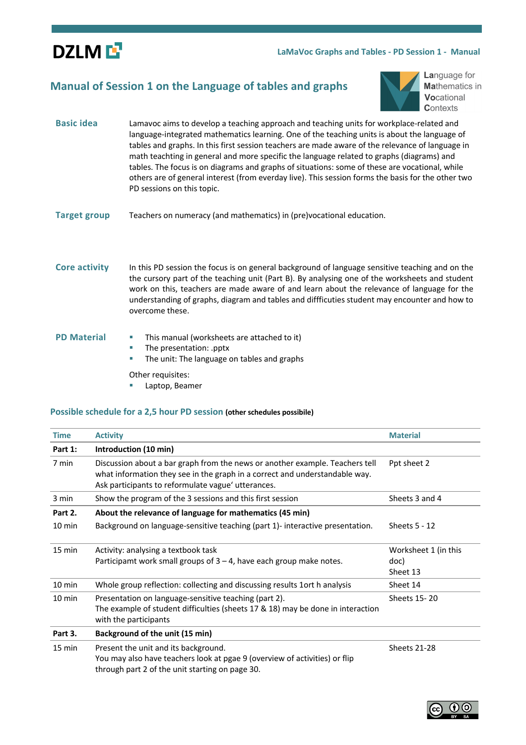# Manual of Session 1 on the Language of tables and graphs

**Basic idea**

Lamavoc aims to develop a teaching approach and teaching units for workplace-related and language-integrated mathematics learning. One of the teaching units is about the language of tables and graphs. In this first session teachers are made aware of the relevance of language in math teachting in general and more specific the language related to graphs (diagrams) and tables. The focus is on diagrams and graphs of situations: some of these are vocational, while others are of general interest (from everday live). This session forms the basis for the other two PD sessions on this topic.

**Target group**

Teachers on numeracy (and mathematics) in (pre)vocational education.

**Core activity**

In this PD session the focus is on general background of language sensitive teaching and on the the cursory part of the teaching unit (Part B). By analysing one of the worksheets and student work on this, teachers are made aware of and learn about the relevance of language for the understanding of graphs, diagram and tables and diffficuties student may encounter and how to overcome these.

**PD Material**

- This manual (worksheets are attached to it)
- The presentation: .pptx
- The unit: The language on tables and graphs

Other requisites:

- Laptop, Beamer

## Possible schedule for a 2,5 hour PD session (other schedules possibile)

| Time | Activity | Material |
|---|---|---|
| **Part 1:** | **Introduction (10 min)** | |
| 7 min | Discussion about a bar graph from the news or another example. Teachers tell what information they see in the graph in a correct and understandable way. Ask participants to reformulate vague' utterances. | Ppt sheet 2 |
| 3 min | Show the program of the 3 sessions and this first session | Sheets 3 and 4 |
| **Part 2.** | **About the relevance of language for mathematics (45 min)** | |
| 10 min | Background on language-sensitive teaching (part 1)- interactive presentation. | Sheets 5 - 12 |
| 15 min | Activity: analysing a textbook task<br>Participamt work small groups of 3 – 4, have each group make notes. | Worksheet 1 (in this doc)<br>Sheet 13 |
| 10 min | Whole group reflection: collecting and discussing results 1ort h analysis | Sheet 14 |
| 10 min | Presentation on language-sensitive teaching (part 2).<br>The example of student difficulties (sheets 17 & 18) may be done in interaction with the participants | Sheets 15- 20 |
| **Part 3.** | **Background of the unit (15 min)** | |
| 15 min | Present the unit and its background.<br>You may also have teachers look at pgae 9 (overview of activities) or flip through part 2 of the unit starting on page 30. | Sheets 21-28 |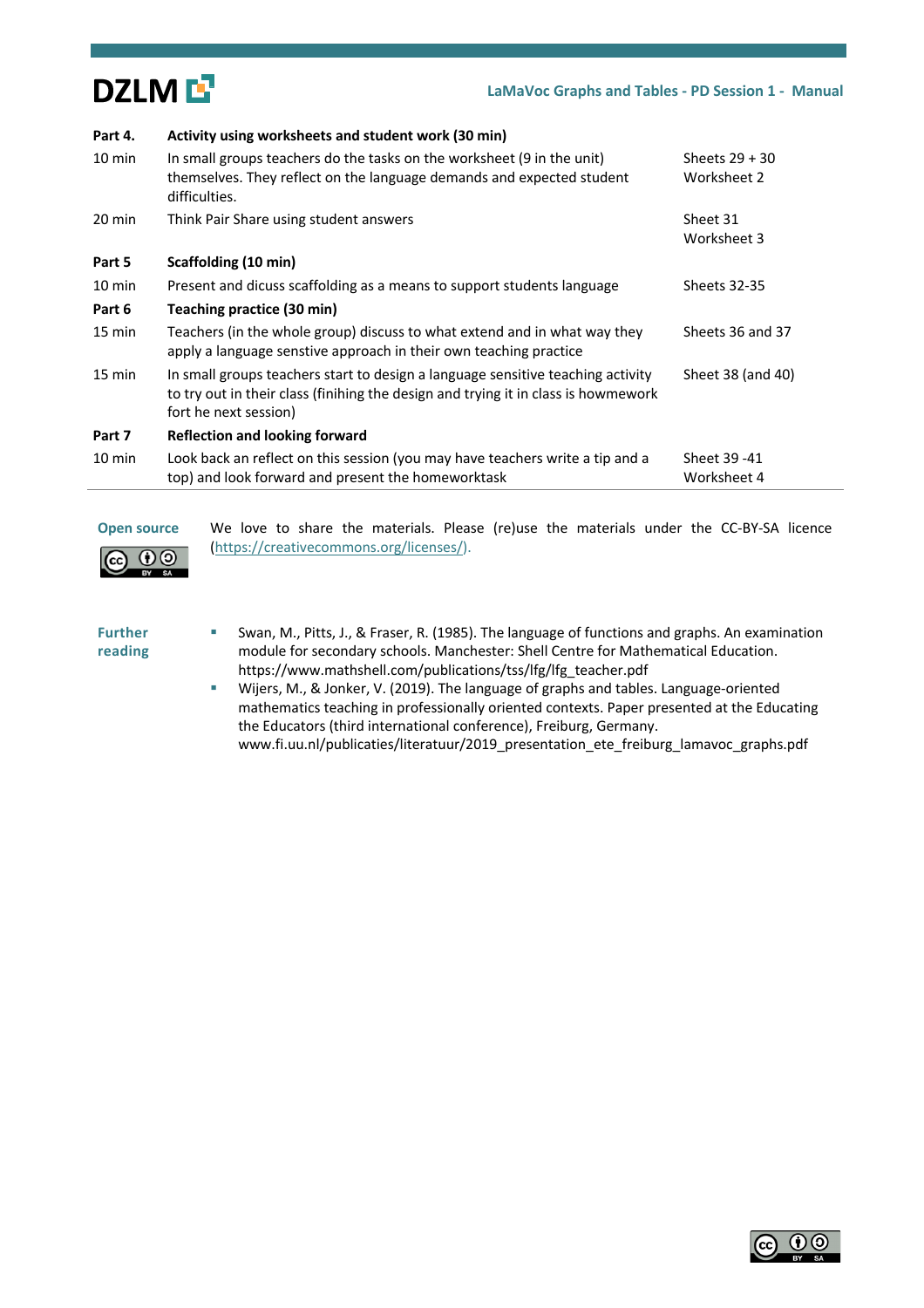| | | |
|---|---|---|
| **Part 4.** | **Activity using worksheets and student work (30 min)** | |
| 10 min | In small groups teachers do the tasks on the worksheet (9 in the unit) themselves. They reflect on the language demands and expected student difficulties. | Sheets 29 + 30<br>Worksheet 2 |
| 20 min | Think Pair Share using student answers | Sheet 31<br>Worksheet 3 |
| **Part 5** | **Scaffolding (10 min)** | |
| 10 min | Present and dicuss scaffolding as a means to support students language | Sheets 32-35 |
| **Part 6** | **Teaching practice (30 min)** | |
| 15 min | Teachers (in the whole group) discuss to what extend and in what way they apply a language senstive approach in their own teaching practice | Sheets 36 and 37 |
| 15 min | In small groups teachers start to design a language sensitive teaching activity to try out in their class (finihing the design and trying it in class is howmework fort he next session) | Sheet 38 (and 40) |
| **Part 7** | **Reflection and looking forward** | |
| 10 min | Look back an reflect on this session (you may have teachers write a tip and a top) and look forward and present the homeworktask | Sheet 39 -41<br>Worksheet 4 |

**Open source**

We love to share the materials. Please (re)use the materials under the CC-BY-SA licence (https://creativecommons.org/licenses/).

**Further reading**

- Swan, M., Pitts, J., & Fraser, R. (1985). The language of functions and graphs. An examination module for secondary schools. Manchester: Shell Centre for Mathematical Education. https://www.mathshell.com/publications/tss/lfg/lfg_teacher.pdf
- Wijers, M., & Jonker, V. (2019). The language of graphs and tables. Language-oriented mathematics teaching in professionally oriented contexts. Paper presented at the Educating the Educators (third international conference), Freiburg, Germany. www.fi.uu.nl/publicaties/literatuur/2019_presentation_ete_freiburg_lamavoc_graphs.pdf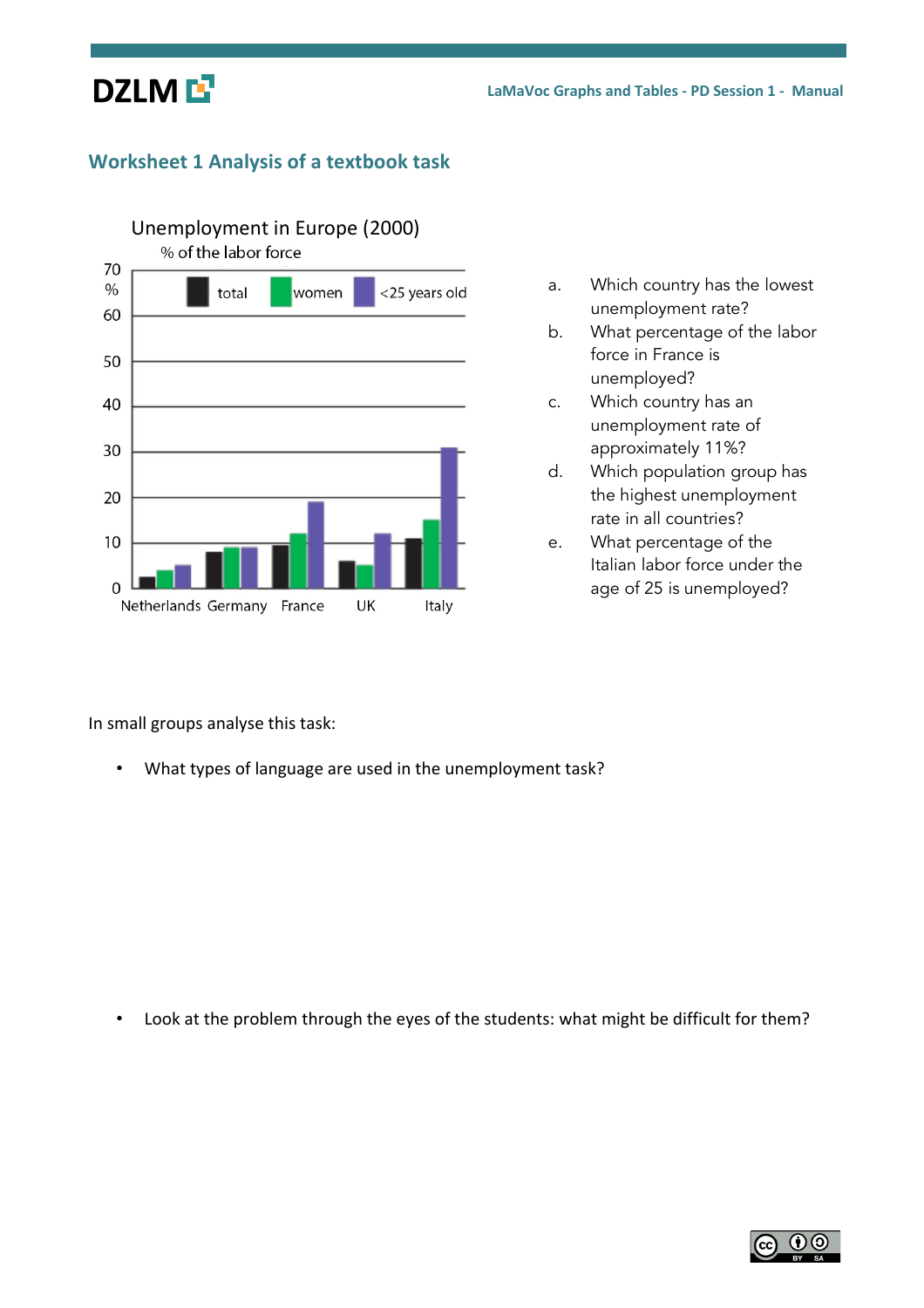## Worksheet 1 Analysis of a textbook task

Unemployment in Europe (2000)

% of the labor force

70
%
60
50
40
30
20
10
0

total   women   <25 years old

Netherlands   Germany   France   UK   Italy

a. Which country has the lowest unemployment rate?
b. What percentage of the labor force in France is unemployed?
c. Which country has an unemployment rate of approximately 11%?
d. Which population group has the highest unemployment rate in all countries?
e. What percentage of the Italian labor force under the age of 25 is unemployed?

In small groups analyse this task:

- What types of language are used in the unemployment task?

- Look at the problem through the eyes of the students: what might be difficult for them?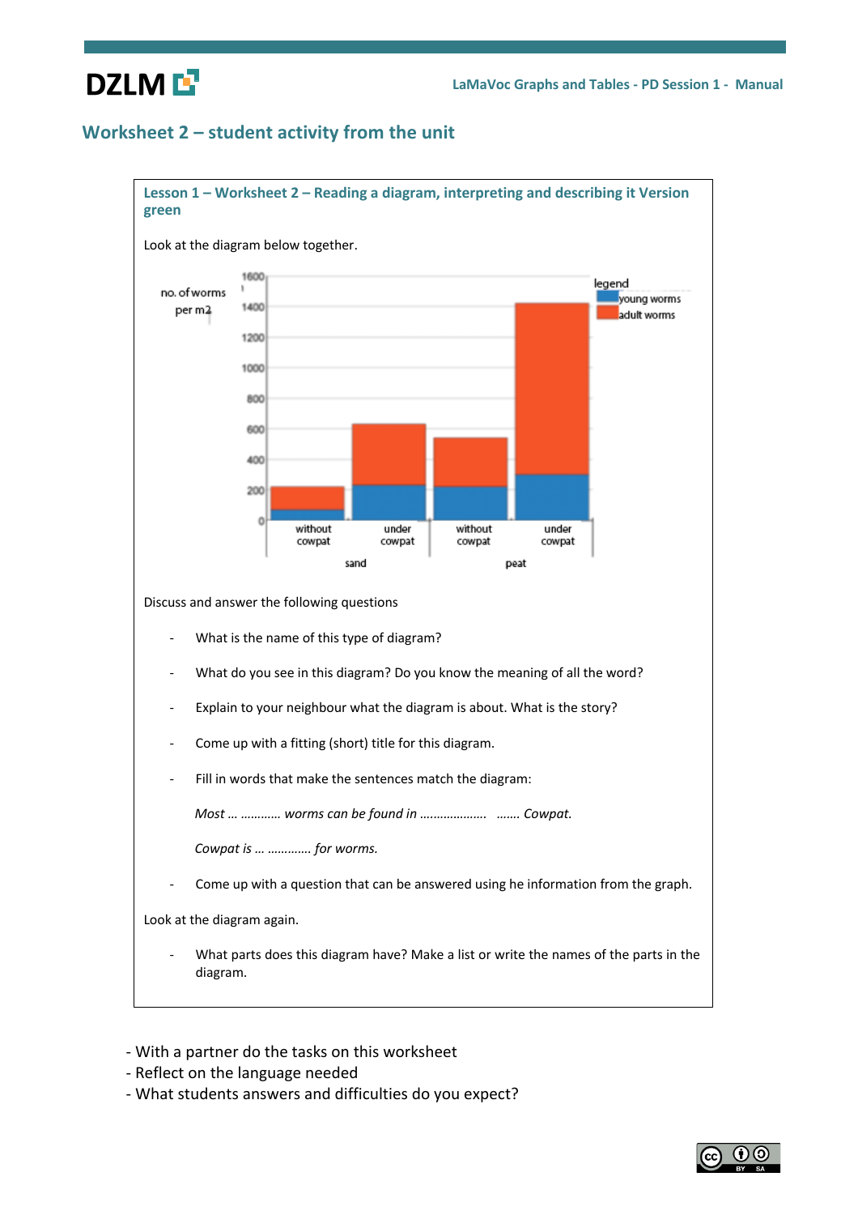## Worksheet 2 – student activity from the unit

### Lesson 1 – Worksheet 2 – Reading a diagram, interpreting and describing it Version green

Look at the diagram below together.

no. of worms per m2

| | | young worms | adult worms |
|---|---|---|---|
| sand | without cowpat | | |
| sand | under cowpat | | |
| peat | without cowpat | | |
| peat | under cowpat | | |

Discuss and answer the following questions

- What is the name of this type of diagram?
- What do you see in this diagram? Do you know the meaning of all the word?
- Explain to your neighbour what the diagram is about. What is the story?
- Come up with a fitting (short) title for this diagram.
- Fill in words that make the sentences match the diagram:

  *Most … ……….. worms can be found in ………………. ……. Cowpat.*

  *Cowpat is … …………. for worms.*

- Come up with a question that can be answered using he information from the graph.

Look at the diagram again.

- What parts does this diagram have? Make a list or write the names of the parts in the diagram.

---

- With a partner do the tasks on this worksheet
- Reflect on the language needed
- What students answers and difficulties do you expect?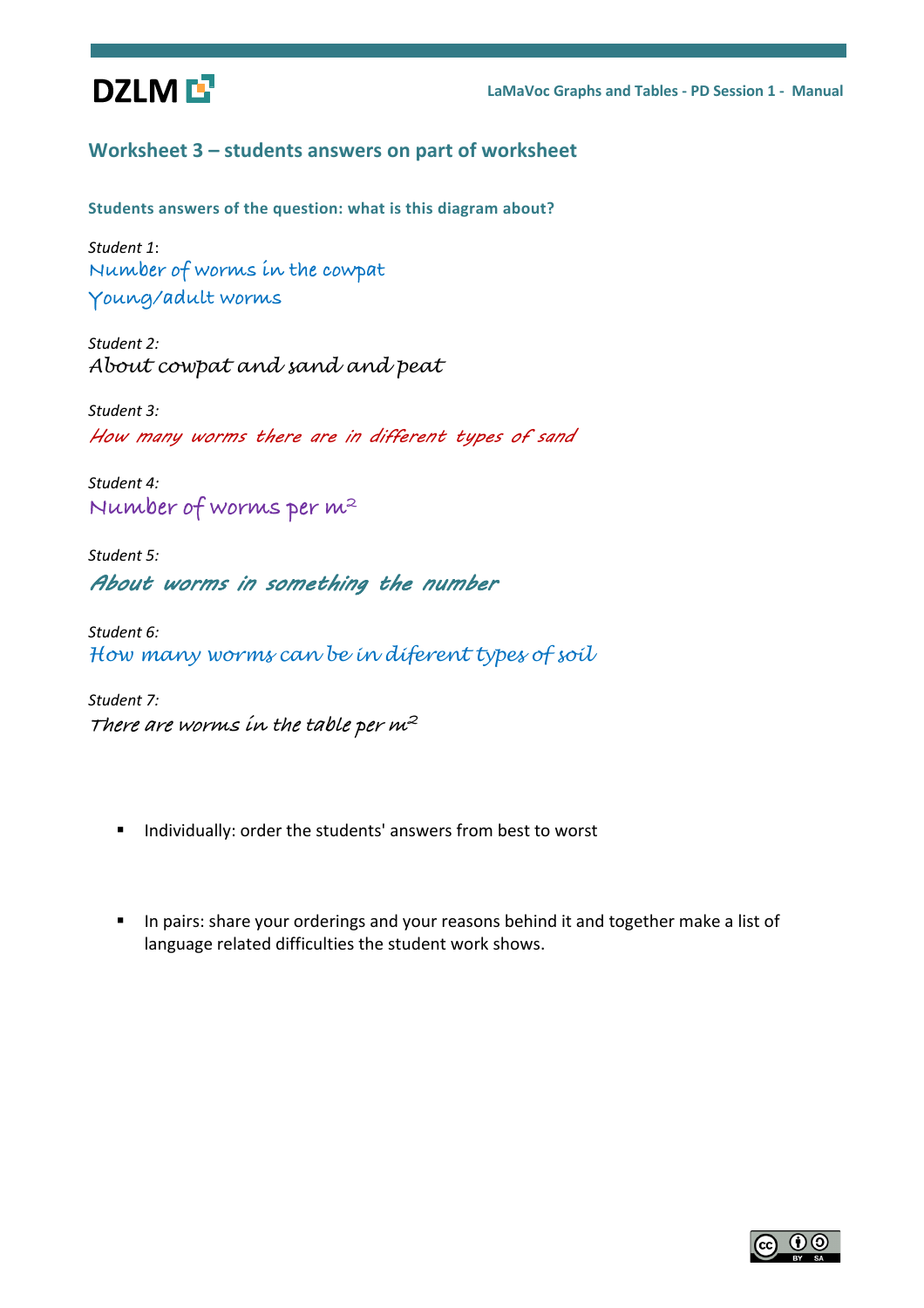## Worksheet 3 – students answers on part of worksheet

### Students answers of the question: what is this diagram about?

*Student 1*:
Number of worms in the cowpat
Young/adult worms

*Student 2:*
About cowpat and sand and peat

*Student 3:*
How many worms there are in different types of sand

*Student 4:*
Number of worms per $m^2$

*Student 5:*
About worms in something the number

*Student 6:*
How many worms can be in diferent types of soil

*Student 7:*
There are worms in the table per $m^2$

- Individually: order the students' answers from best to worst

- In pairs: share your orderings and your reasons behind it and together make a list of language related difficulties the student work shows.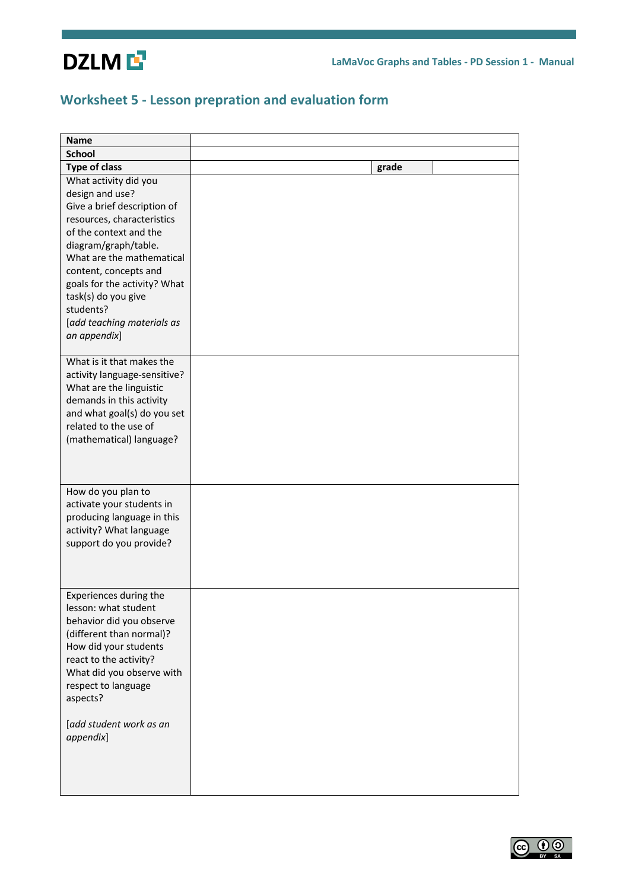## Worksheet 5 - Lesson prepration and evaluation form

| | | | |
|---|---|---|---|
| **Name** | | | |
| **School** | | | |
| **Type of class** | | **grade** | |
| What activity did you design and use? Give a brief description of resources, characteristics of the context and the diagram/graph/table. What are the mathematical content, concepts and goals for the activity? What task(s) do you give students? [*add teaching materials as an appendix*] | | | |
| What is it that makes the activity language-sensitive? What are the linguistic demands in this activity and what goal(s) do you set related to the use of (mathematical) language? | | | |
| How do you plan to activate your students in producing language in this activity? What language support do you provide? | | | |
| Experiences during the lesson: what student behavior did you observe (different than normal)? How did your students react to the activity? What did you observe with respect to language aspects? [*add student work as an appendix*] | | | |